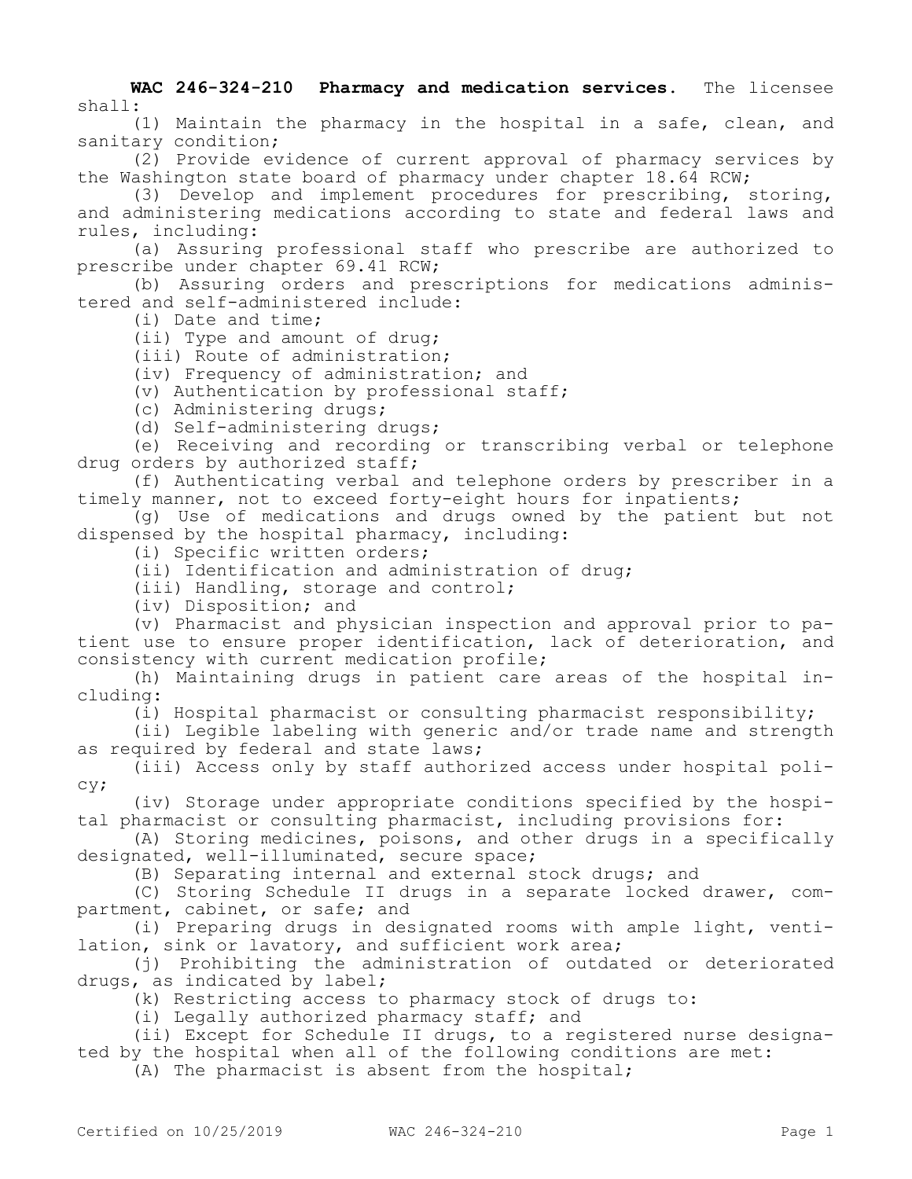**WAC 246-324-210 Pharmacy and medication services.** The licensee shall:

(1) Maintain the pharmacy in the hospital in a safe, clean, and sanitary condition;

(2) Provide evidence of current approval of pharmacy services by the Washington state board of pharmacy under chapter 18.64 RCW;

(3) Develop and implement procedures for prescribing, storing, and administering medications according to state and federal laws and rules, including:

(a) Assuring professional staff who prescribe are authorized to prescribe under chapter 69.41 RCW;

(b) Assuring orders and prescriptions for medications administered and self-administered include:

(i) Date and time;

(ii) Type and amount of drug;

(iii) Route of administration;

(iv) Frequency of administration; and

(v) Authentication by professional staff;

(c) Administering drugs;

(d) Self-administering drugs;

(e) Receiving and recording or transcribing verbal or telephone drug orders by authorized staff;

(f) Authenticating verbal and telephone orders by prescriber in a timely manner, not to exceed forty-eight hours for inpatients;

(g) Use of medications and drugs owned by the patient but not dispensed by the hospital pharmacy, including:

(i) Specific written orders;

(ii) Identification and administration of drug;

(iii) Handling, storage and control;

(iv) Disposition; and

(v) Pharmacist and physician inspection and approval prior to patient use to ensure proper identification, lack of deterioration, and consistency with current medication profile;

(h) Maintaining drugs in patient care areas of the hospital including:

(i) Hospital pharmacist or consulting pharmacist responsibility;

(ii) Legible labeling with generic and/or trade name and strength as required by federal and state laws;

(iii) Access only by staff authorized access under hospital policy;

(iv) Storage under appropriate conditions specified by the hospital pharmacist or consulting pharmacist, including provisions for:

(A) Storing medicines, poisons, and other drugs in a specifically designated, well-illuminated, secure space;

(B) Separating internal and external stock drugs; and

(C) Storing Schedule II drugs in a separate locked drawer, compartment, cabinet, or safe; and

(i) Preparing drugs in designated rooms with ample light, ventilation, sink or lavatory, and sufficient work area;

(j) Prohibiting the administration of outdated or deteriorated drugs, as indicated by label;

(k) Restricting access to pharmacy stock of drugs to:

(i) Legally authorized pharmacy staff; and

(ii) Except for Schedule II drugs, to a registered nurse designated by the hospital when all of the following conditions are met:

(A) The pharmacist is absent from the hospital;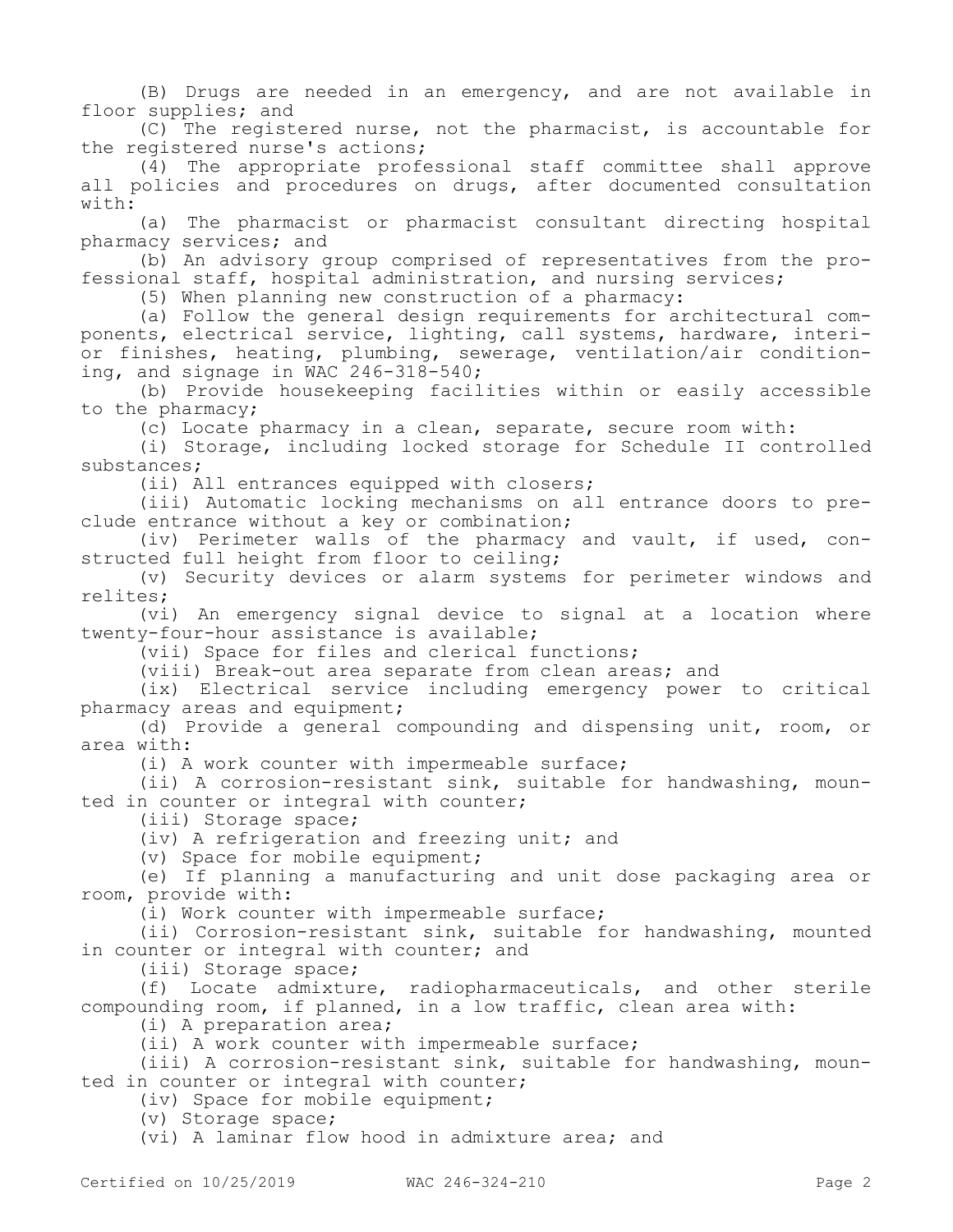(B) Drugs are needed in an emergency, and are not available in floor supplies; and

(C) The registered nurse, not the pharmacist, is accountable for the registered nurse's actions;

(4) The appropriate professional staff committee shall approve all policies and procedures on drugs, after documented consultation with:

(a) The pharmacist or pharmacist consultant directing hospital pharmacy services; and

(b) An advisory group comprised of representatives from the professional staff, hospital administration, and nursing services;

(5) When planning new construction of a pharmacy:

(a) Follow the general design requirements for architectural components, electrical service, lighting, call systems, hardware, interior finishes, heating, plumbing, sewerage, ventilation/air conditioning, and signage in WAC 246-318-540;

(b) Provide housekeeping facilities within or easily accessible to the pharmacy;

(c) Locate pharmacy in a clean, separate, secure room with:

(i) Storage, including locked storage for Schedule II controlled substances;

(ii) All entrances equipped with closers;

(iii) Automatic locking mechanisms on all entrance doors to preclude entrance without a key or combination;

(iv) Perimeter walls of the pharmacy and vault, if used, constructed full height from floor to ceiling;

(v) Security devices or alarm systems for perimeter windows and relites;

(vi) An emergency signal device to signal at a location where twenty-four-hour assistance is available;

(vii) Space for files and clerical functions;

(viii) Break-out area separate from clean areas; and

(ix) Electrical service including emergency power to critical pharmacy areas and equipment;

(d) Provide a general compounding and dispensing unit, room, or area with:

(i) A work counter with impermeable surface;

(ii) A corrosion-resistant sink, suitable for handwashing, mounted in counter or integral with counter;

(iii) Storage space;

(iv) A refrigeration and freezing unit; and

(v) Space for mobile equipment;

(e) If planning a manufacturing and unit dose packaging area or room, provide with:

(i) Work counter with impermeable surface;

(ii) Corrosion-resistant sink, suitable for handwashing, mounted in counter or integral with counter; and

(iii) Storage space;

(f) Locate admixture, radiopharmaceuticals, and other sterile compounding room, if planned, in a low traffic, clean area with:

(i) A preparation area;

(ii) A work counter with impermeable surface;

(iii) A corrosion-resistant sink, suitable for handwashing, mounted in counter or integral with counter;

(iv) Space for mobile equipment;

(v) Storage space;

(vi) A laminar flow hood in admixture area; and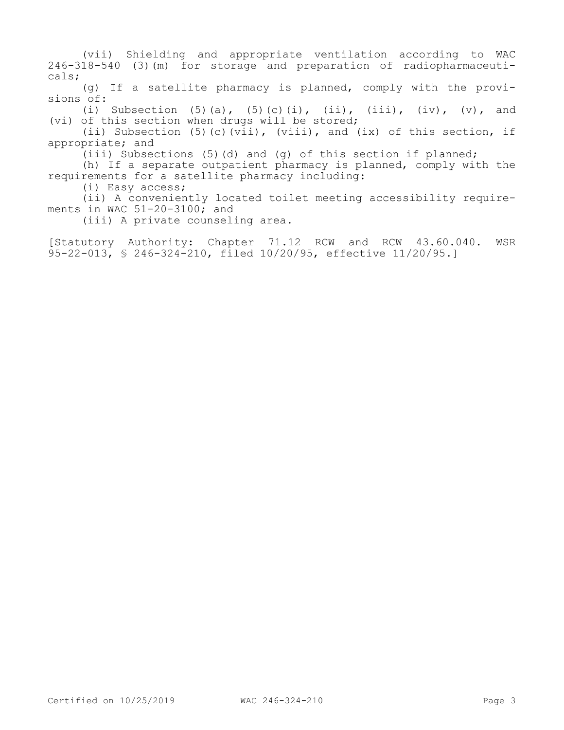(vii) Shielding and appropriate ventilation according to WAC 246-318-540 (3)(m) for storage and preparation of radiopharmaceuticals;

(g) If a satellite pharmacy is planned, comply with the provisions of:

(i) Subsection (5)(a), (5)(c)(i), (ii), (iii), (iv), (v), and (vi) of this section when drugs will be stored;

(ii) Subsection (5)(c)(vii), (viii), and (ix) of this section, if appropriate; and

(iii) Subsections (5)(d) and (g) of this section if planned;

(h) If a separate outpatient pharmacy is planned, comply with the requirements for a satellite pharmacy including:

(i) Easy access;

(ii) A conveniently located toilet meeting accessibility requirements in WAC 51-20-3100; and

(iii) A private counseling area.

[Statutory Authority: Chapter 71.12 RCW and RCW 43.60.040. WSR 95-22-013, § 246-324-210, filed 10/20/95, effective 11/20/95.]